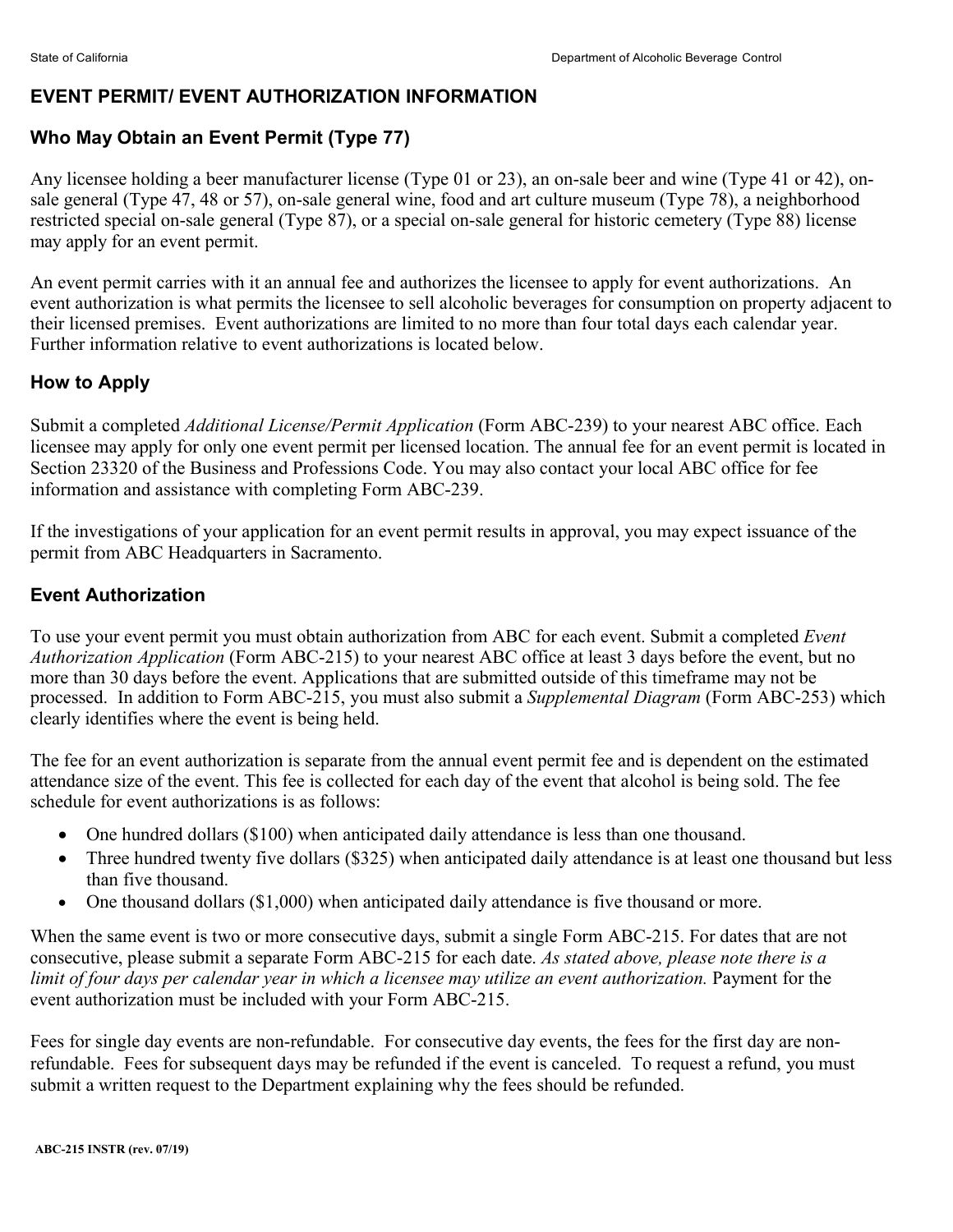# EVENT PERMIT/ EVENT AUTHORIZATION INFORMATION

## Who May Obtain an Event Permit (Type 77)

Any licensee holding a beer manufacturer license (Type 01 or 23), an on-sale beer and wine (Type 41 or 42), on-sale general (Type 47, 48 or 57), on-sale general wine, food and art culture museum (Type 78), a neighborhood restricted special on-sale general (Type 87), or a special on-sale general for historic cemetery (Type 88) license may apply for an event permit.

An event permit carries with it an annual fee and authorizes the licensee to apply for event authorizations. An event authorization is what permits the licensee to sell alcoholic beverages for consumption on property adjacent to their licensed premises. Event authorizations are limited to no more than four total days each calendar year. Further information relative to event authorizations is located below.

## How to Apply

Submit a completed *Additional License/Permit Application* (Form ABC-239) to your nearest ABC office. Each licensee may apply for only one event permit per licensed location. The annual fee for an event permit is located in Section 23320 of the Business and Professions Code. You may also contact your local ABC office for fee information and assistance with completing Form ABC-239.

If the investigations of your application for an event permit results in approval, you may expect issuance of the permit from ABC Headquarters in Sacramento.

## Event Authorization

To use your event permit you must obtain authorization from ABC for each event. Submit a completed *Event Authorization Application* (Form ABC-215) to your nearest ABC office at least 3 days before the event, but no more than 30 days before the event. Applications that are submitted outside of this timeframe may not be processed. In addition to Form ABC-215, you must also submit a *Supplemental Diagram* (Form ABC-253) which clearly identifies where the event is being held.

The fee for an event authorization is separate from the annual event permit fee and is dependent on the estimated attendance size of the event. This fee is collected for each day of the event that alcohol is being sold. The fee schedule for event authorizations is as follows:

- One hundred dollars ($100) when anticipated daily attendance is less than one thousand.
- Three hundred twenty five dollars ($325) when anticipated daily attendance is at least one thousand but less than five thousand.
- One thousand dollars ($1,000) when anticipated daily attendance is five thousand or more.

When the same event is two or more consecutive days, submit a single Form ABC-215. For dates that are not consecutive, please submit a separate Form ABC-215 for each date. *As stated above, please note there is a limit of four days per calendar year in which a licensee may utilize an event authorization.* Payment for the event authorization must be included with your Form ABC-215.

Fees for single day events are non-refundable. For consecutive day events, the fees for the first day are non-refundable. Fees for subsequent days may be refunded if the event is canceled. To request a refund, you must submit a written request to the Department explaining why the fees should be refunded.

**ABC-215 INSTR (rev. 07/19)**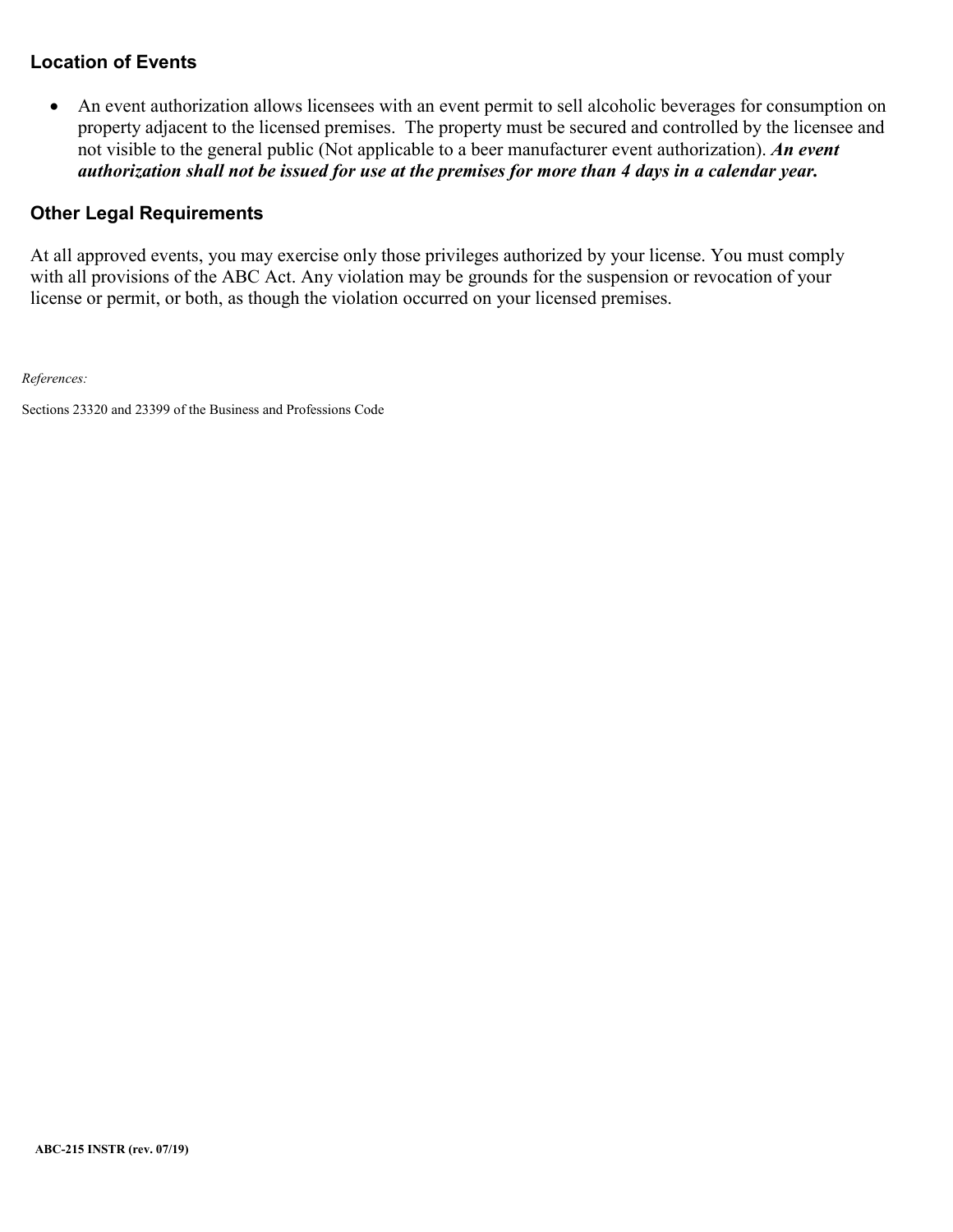## Location of Events

- An event authorization allows licensees with an event permit to sell alcoholic beverages for consumption on property adjacent to the licensed premises. The property must be secured and controlled by the licensee and not visible to the general public (Not applicable to a beer manufacturer event authorization). ***An event authorization shall not be issued for use at the premises for more than 4 days in a calendar year.***

## Other Legal Requirements

At all approved events, you may exercise only those privileges authorized by your license. You must comply with all provisions of the ABC Act. Any violation may be grounds for the suspension or revocation of your license or permit, or both, as though the violation occurred on your licensed premises.

*References:*

Sections 23320 and 23399 of the Business and Professions Code

**ABC-215 INSTR (rev. 07/19)**